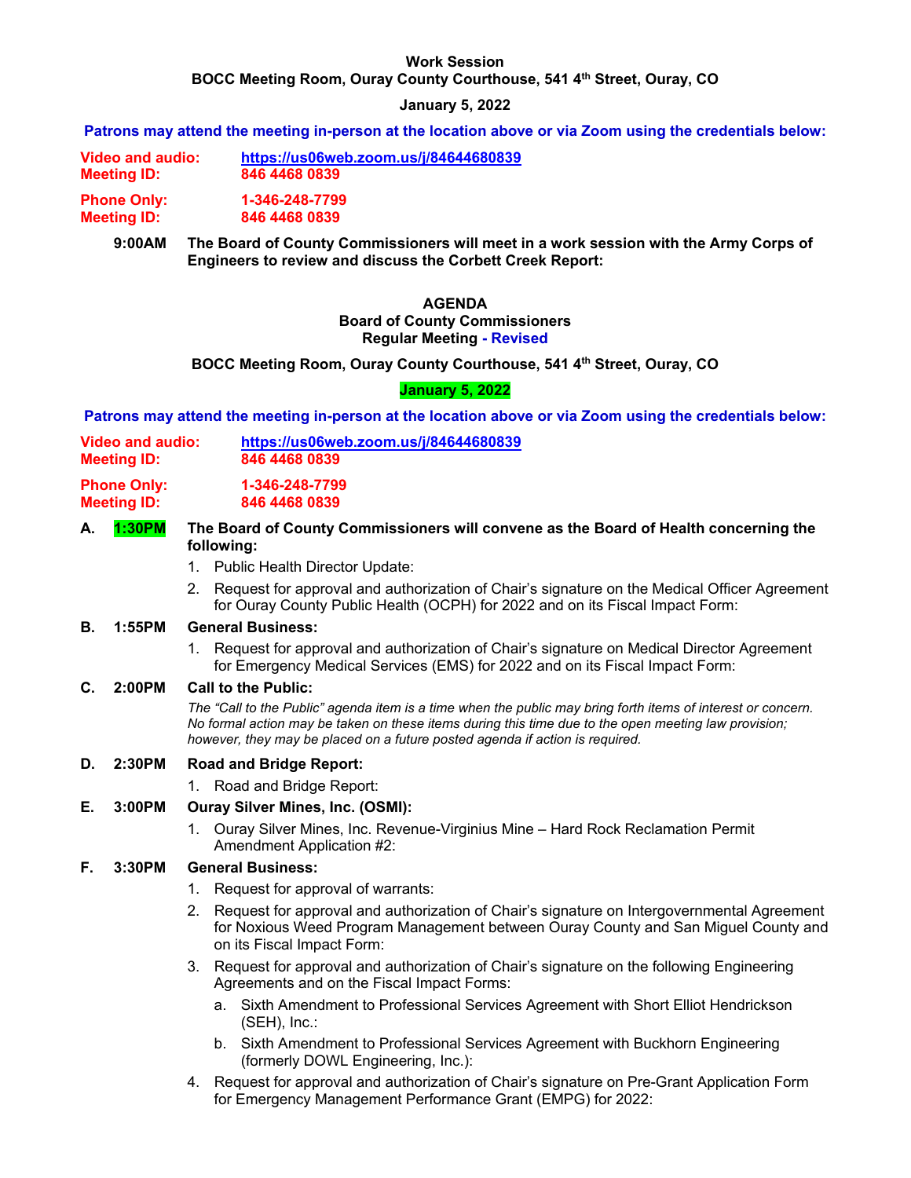**Work Session**

**BOCC Meeting Room, Ouray County Courthouse, 541 4th Street, Ouray, CO**

**January 5, 2022**

**Patrons may attend the meeting in-person at the location above or via Zoom using the credentials below:**

**Video and audio:** **https://us06web.zoom.us/j/84644680839**
**Meeting ID:** **846 4468 0839**

**Phone Only:** **1-346-248-7799**
**Meeting ID:** **846 4468 0839**

**9:00AM** **The Board of County Commissioners will meet in a work session with the Army Corps of Engineers to review and discuss the Corbett Creek Report:**

**AGENDA**
**Board of County Commissioners**
**Regular Meeting - Revised**

**BOCC Meeting Room, Ouray County Courthouse, 541 4th Street, Ouray, CO**

**January 5, 2022**

**Patrons may attend the meeting in-person at the location above or via Zoom using the credentials below:**

**Video and audio:** **https://us06web.zoom.us/j/84644680839**
**Meeting ID:** **846 4468 0839**

**Phone Only:** **1-346-248-7799**
**Meeting ID:** **846 4468 0839**

**A. 1:30PM The Board of County Commissioners will convene as the Board of Health concerning the following:**

1. Public Health Director Update:
2. Request for approval and authorization of Chair's signature on the Medical Officer Agreement for Ouray County Public Health (OCPH) for 2022 and on its Fiscal Impact Form:

**B. 1:55PM General Business:**

1. Request for approval and authorization of Chair's signature on Medical Director Agreement for Emergency Medical Services (EMS) for 2022 and on its Fiscal Impact Form:

**C. 2:00PM Call to the Public:**

*The "Call to the Public" agenda item is a time when the public may bring forth items of interest or concern. No formal action may be taken on these items during this time due to the open meeting law provision; however, they may be placed on a future posted agenda if action is required.*

**D. 2:30PM Road and Bridge Report:**

1. Road and Bridge Report:

**E. 3:00PM Ouray Silver Mines, Inc. (OSMI):**

1. Ouray Silver Mines, Inc. Revenue-Virginius Mine – Hard Rock Reclamation Permit Amendment Application #2:

**F. 3:30PM General Business:**

1. Request for approval of warrants:
2. Request for approval and authorization of Chair's signature on Intergovernmental Agreement for Noxious Weed Program Management between Ouray County and San Miguel County and on its Fiscal Impact Form:
3. Request for approval and authorization of Chair's signature on the following Engineering Agreements and on the Fiscal Impact Forms:
   a. Sixth Amendment to Professional Services Agreement with Short Elliot Hendrickson (SEH), Inc.:
   b. Sixth Amendment to Professional Services Agreement with Buckhorn Engineering (formerly DOWL Engineering, Inc.):
4. Request for approval and authorization of Chair's signature on Pre-Grant Application Form for Emergency Management Performance Grant (EMPG) for 2022: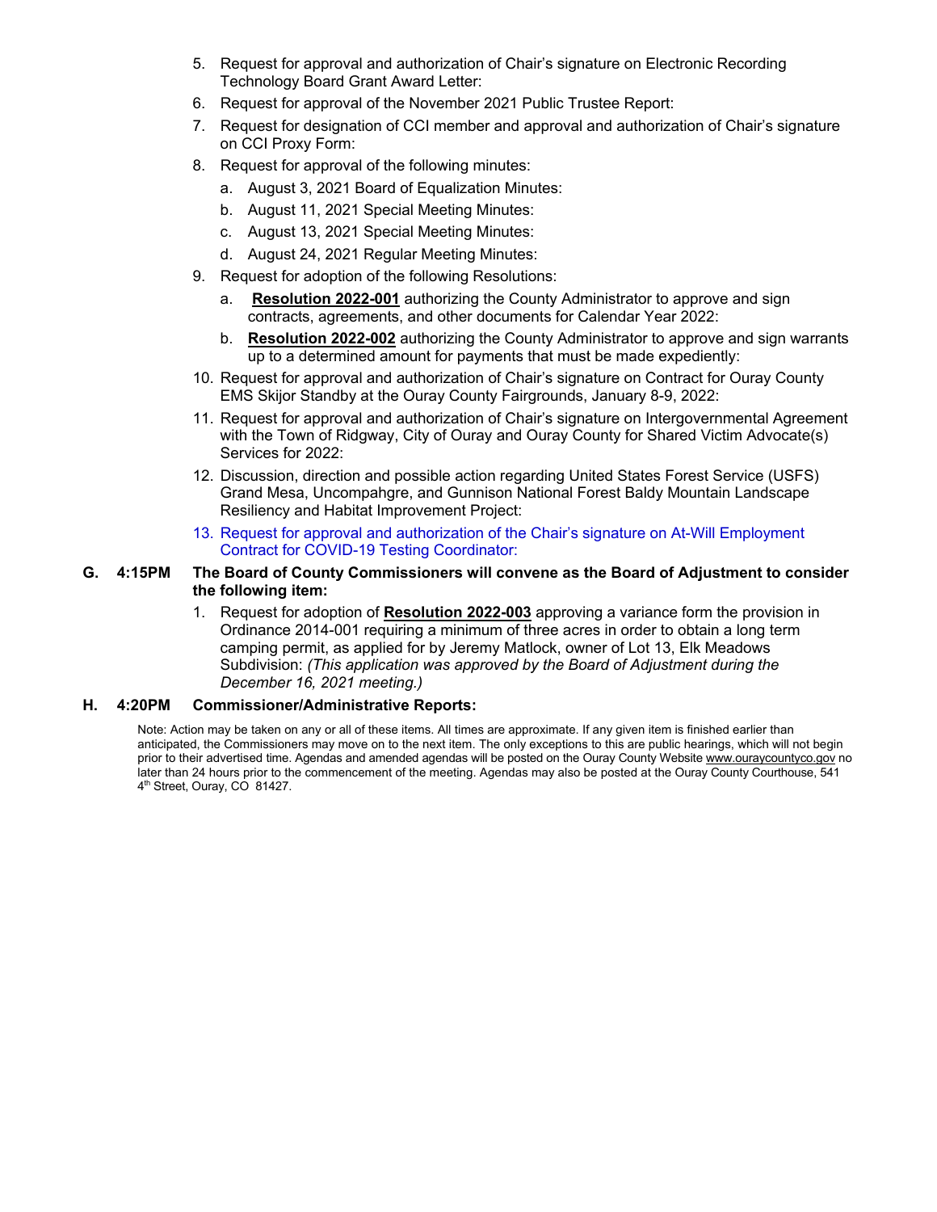5. Request for approval and authorization of Chair's signature on Electronic Recording Technology Board Grant Award Letter:
6. Request for approval of the November 2021 Public Trustee Report:
7. Request for designation of CCI member and approval and authorization of Chair's signature on CCI Proxy Form:
8. Request for approval of the following minutes:
   a. August 3, 2021 Board of Equalization Minutes:
   b. August 11, 2021 Special Meeting Minutes:
   c. August 13, 2021 Special Meeting Minutes:
   d. August 24, 2021 Regular Meeting Minutes:
9. Request for adoption of the following Resolutions:
   a. **Resolution 2022-001** authorizing the County Administrator to approve and sign contracts, agreements, and other documents for Calendar Year 2022:
   b. **Resolution 2022-002** authorizing the County Administrator to approve and sign warrants up to a determined amount for payments that must be made expediently:
10. Request for approval and authorization of Chair's signature on Contract for Ouray County EMS Skijor Standby at the Ouray County Fairgrounds, January 8-9, 2022:
11. Request for approval and authorization of Chair's signature on Intergovernmental Agreement with the Town of Ridgway, City of Ouray and Ouray County for Shared Victim Advocate(s) Services for 2022:
12. Discussion, direction and possible action regarding United States Forest Service (USFS) Grand Mesa, Uncompahgre, and Gunnison National Forest Baldy Mountain Landscape Resiliency and Habitat Improvement Project:
13. Request for approval and authorization of the Chair's signature on At-Will Employment Contract for COVID-19 Testing Coordinator:

**G. 4:15PM The Board of County Commissioners will convene as the Board of Adjustment to consider the following item:**

1. Request for adoption of **Resolution 2022-003** approving a variance form the provision in Ordinance 2014-001 requiring a minimum of three acres in order to obtain a long term camping permit, as applied for by Jeremy Matlock, owner of Lot 13, Elk Meadows Subdivision: *(This application was approved by the Board of Adjustment during the December 16, 2021 meeting.)*

**H. 4:20PM Commissioner/Administrative Reports:**

Note: Action may be taken on any or all of these items. All times are approximate. If any given item is finished earlier than anticipated, the Commissioners may move on to the next item. The only exceptions to this are public hearings, which will not begin prior to their advertised time. Agendas and amended agendas will be posted on the Ouray County Website www.ouraycountyco.gov no later than 24 hours prior to the commencement of the meeting. Agendas may also be posted at the Ouray County Courthouse, 541 4th Street, Ouray, CO 81427.